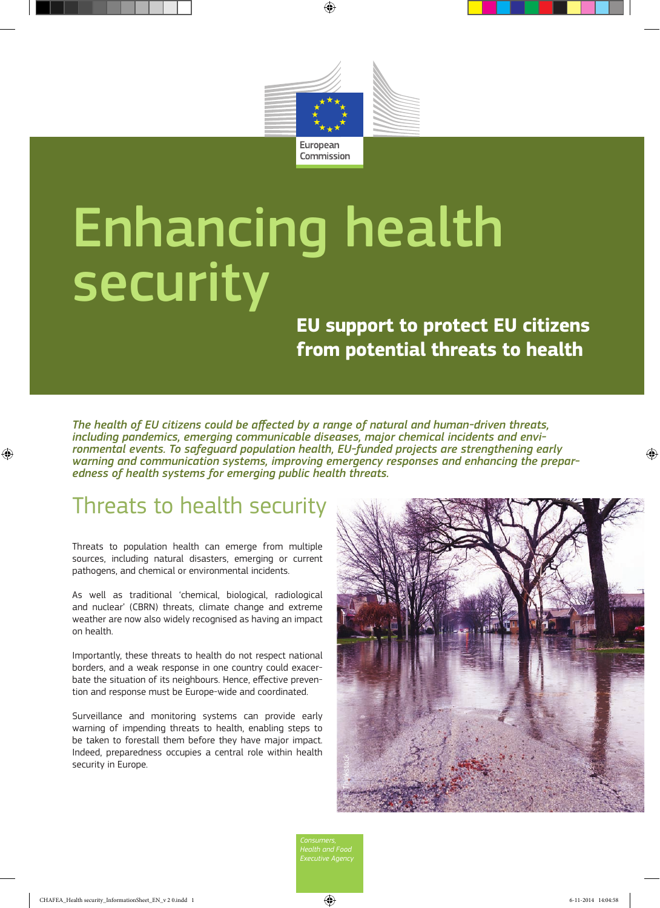European Commission

# Enhancing health security

## EU support to protect EU citizens from potential threats to health

*The health of EU citizens could be affected by a range of natural and human-driven threats, including pandemics, emerging communicable diseases, major chemical incidents and environmental events. To safeguard population health, EU-funded projects are strengthening early warning and communication systems, improving emergency responses and enhancing the preparedness of health systems for emerging public health threats.*

## Threats to health security

Threats to population health can emerge from multiple sources, including natural disasters, emerging or current pathogens, and chemical or environmental incidents.

As well as traditional 'chemical, biological, radiological and nuclear' (CBRN) threats, climate change and extreme weather are now also widely recognised as having an impact on health.

Importantly, these threats to health do not respect national borders, and a weak response in one country could exacerbate the situation of its neighbours. Hence, effective prevention and response must be Europe-wide and coordinated.

Surveillance and monitoring systems can provide early warning of impending threats to health, enabling steps to be taken to forestall them before they have major impact. Indeed, preparedness occupies a central role within health security in Europe.

© Thinkstock

*Consumers, Health and Food Executive Agency*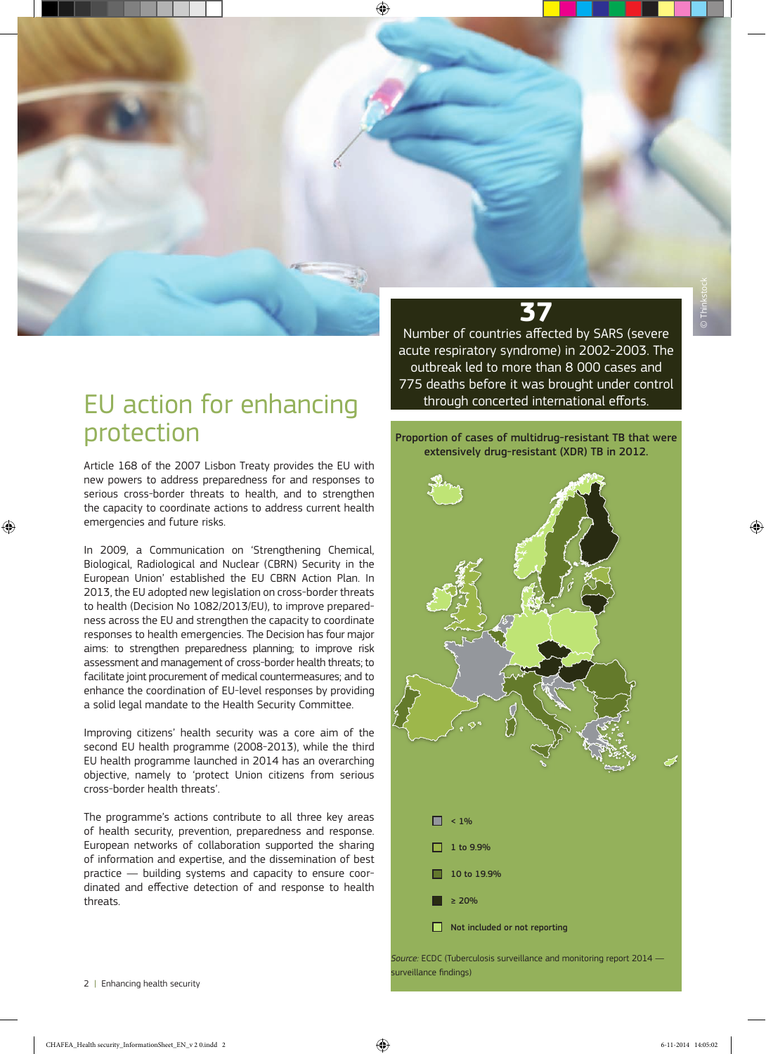# EU action for enhancing protection

Article 168 of the 2007 Lisbon Treaty provides the EU with new powers to address preparedness for and responses to serious cross-border threats to health, and to strengthen the capacity to coordinate actions to address current health emergencies and future risks.

In 2009, a Communication on 'Strengthening Chemical, Biological, Radiological and Nuclear (CBRN) Security in the European Union' established the EU CBRN Action Plan. In 2013, the EU adopted new legislation on cross-border threats to health (Decision No 1082/2013/EU), to improve preparedness across the EU and strengthen the capacity to coordinate responses to health emergencies. The Decision has four major aims: to strengthen preparedness planning; to improve risk assessment and management of cross-border health threats; to facilitate joint procurement of medical countermeasures; and to enhance the coordination of EU-level responses by providing a solid legal mandate to the Health Security Committee.

Improving citizens' health security was a core aim of the second EU health programme (2008-2013), while the third EU health programme launched in 2014 has an overarching objective, namely to 'protect Union citizens from serious cross-border health threats'.

The programme's actions contribute to all three key areas of health security, prevention, preparedness and response. European networks of collaboration supported the sharing of information and expertise, and the dissemination of best practice — building systems and capacity to ensure coordinated and effective detection of and response to health threats.

**37**

Number of countries affected by SARS (severe acute respiratory syndrome) in 2002-2003. The outbreak led to more than 8 000 cases and 775 deaths before it was brought under control through concerted international efforts.

**Proportion of cases of multidrug-resistant TB that were extensively drug-resistant (XDR) TB in 2012.**

- < 1%
- 1 to 9.9%
- 10 to 19.9%
- ≥ 20%
- Not included or not reporting

*Source:* ECDC (Tuberculosis surveillance and monitoring report 2014 — surveillance findings)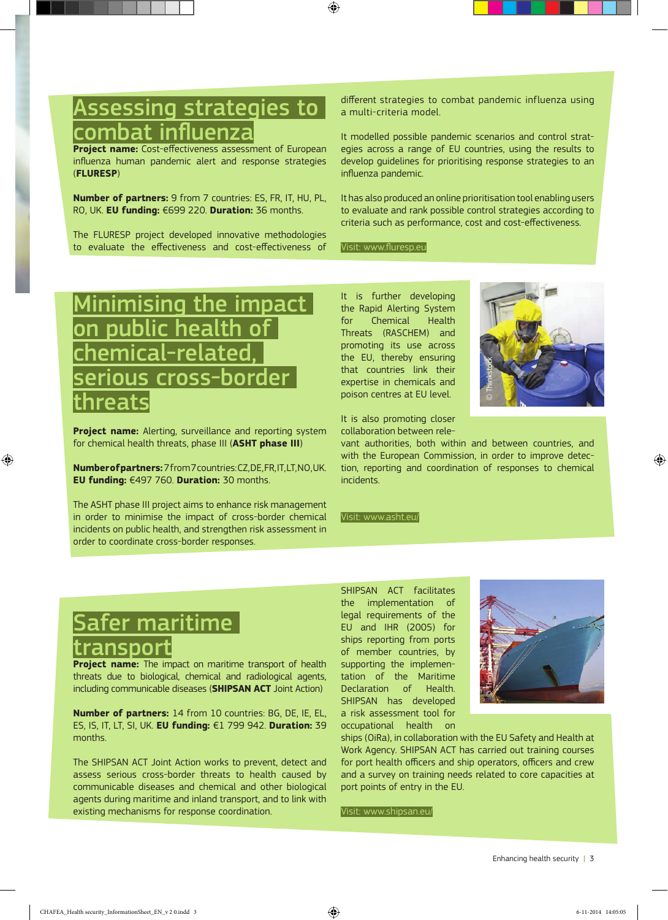## Assessing strategies to combat influenza

**Project name:** Cost-effectiveness assessment of European influenza human pandemic alert and response strategies (**FLURESP**)

**Number of partners:** 9 from 7 countries: ES, FR, IT, HU, PL, RO, UK. **EU funding:** €699 220. **Duration:** 36 months.

The FLURESP project developed innovative methodologies to evaluate the effectiveness and cost-effectiveness of different strategies to combat pandemic influenza using a multi-criteria model.

It modelled possible pandemic scenarios and control strategies across a range of EU countries, using the results to develop guidelines for prioritising response strategies to an influenza pandemic.

It has also produced an online prioritisation tool enabling users to evaluate and rank possible control strategies according to criteria such as performance, cost and cost-effectiveness.

Visit: www.fluresp.eu

## Minimising the impact on public health of chemical-related, serious cross-border threats

**Project name:** Alerting, surveillance and reporting system for chemical health threats, phase III (**ASHT phase III**)

**Number of partners:** 7 from 7 countries: CZ, DE, FR, IT, LT, NO, UK. **EU funding:** €497 760. **Duration:** 30 months.

The ASHT phase III project aims to enhance risk management in order to minimise the impact of cross-border chemical incidents on public health, and strengthen risk assessment in order to coordinate cross-border responses.

It is further developing the Rapid Alerting System for Chemical Health Threats (RASCHEM) and promoting its use across the EU, thereby ensuring that countries link their expertise in chemicals and poison centres at EU level.

© Thinkstock

It is also promoting closer collaboration between relevant authorities, both within and between countries, and with the European Commission, in order to improve detection, reporting and coordination of responses to chemical incidents.

Visit: www.asht.eu/

## Safer maritime transport

**Project name:** The impact on maritime transport of health threats due to biological, chemical and radiological agents, including communicable diseases (**SHIPSAN ACT** Joint Action)

**Number of partners:** 14 from 10 countries: BG, DE, IE, EL, ES, IS, IT, LT, SI, UK. **EU funding:** €1 799 942. **Duration:** 39 months.

The SHIPSAN ACT Joint Action works to prevent, detect and assess serious cross-border threats to health caused by communicable diseases and chemical and other biological agents during maritime and inland transport, and to link with existing mechanisms for response coordination.

SHIPSAN ACT facilitates the implementation of the legal requirements of the EU and IHR (2005) for ships reporting from ports of member countries, by supporting the implementation of the Maritime Declaration of Health. SHIPSAN has developed a risk assessment tool for occupational health on ships (OiRa), in collaboration with the EU Safety and Health at Work Agency. SHIPSAN ACT has carried out training courses for port health officers and ship operators, officers and crew and a survey on training needs related to core capacities at port points of entry in the EU.

© Thinkstock

Visit: www.shipsan.eu/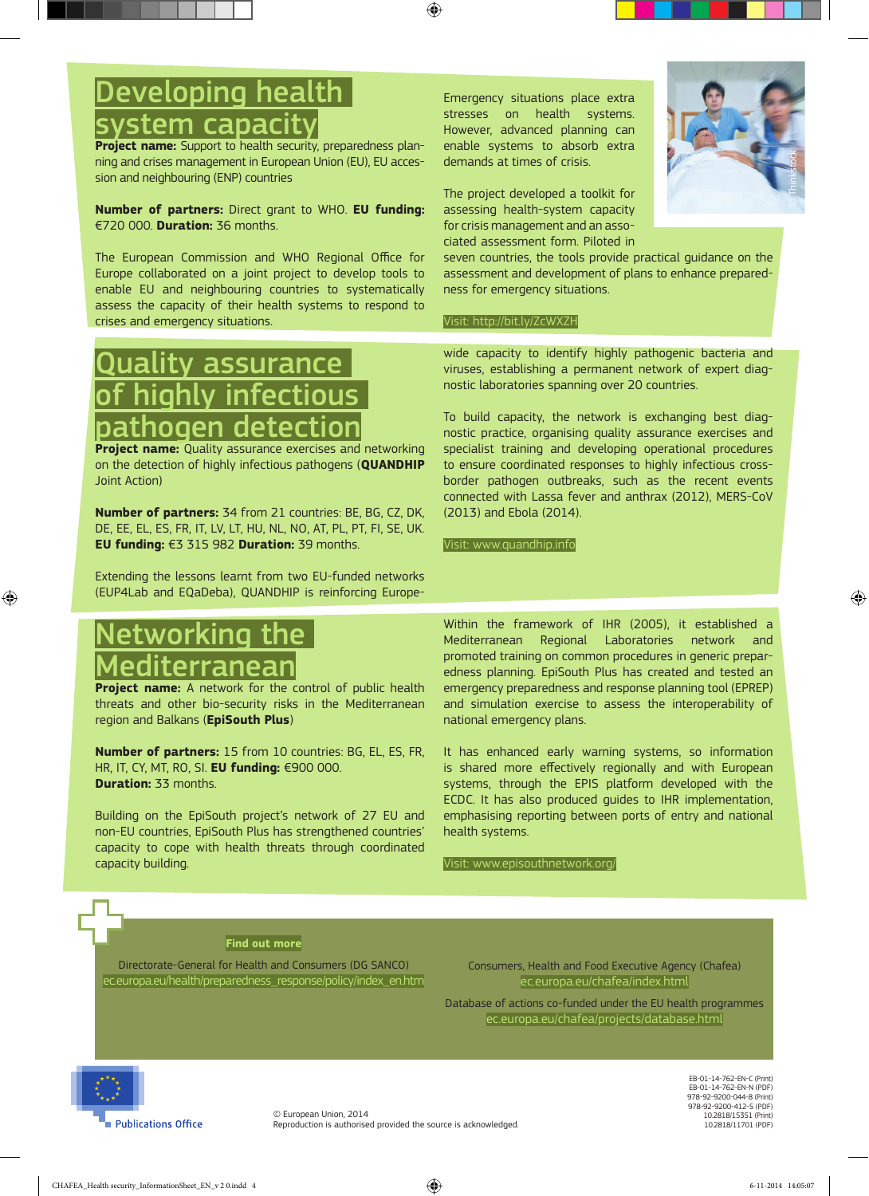# Developing health system capacity

**Project name:** Support to health security, preparedness planning and crises management in European Union (EU), EU accession and neighbouring (ENP) countries

**Number of partners:** Direct grant to WHO. **EU funding:** €720 000. **Duration:** 36 months.

The European Commission and WHO Regional Office for Europe collaborated on a joint project to develop tools to enable EU and neighbouring countries to systematically assess the capacity of their health systems to respond to crises and emergency situations.

Emergency situations place extra stresses on health systems. However, advanced planning can enable systems to absorb extra demands at times of crisis.

The project developed a toolkit for assessing health-system capacity for crisis management and an associated assessment form. Piloted in seven countries, the tools provide practical guidance on the assessment and development of plans to enhance preparedness for emergency situations.

Visit: http://bit.ly/ZcWXZH

# Quality assurance of highly infectious pathogen detection

**Project name:** Quality assurance exercises and networking on the detection of highly infectious pathogens (**QUANDHIP** Joint Action)

**Number of partners:** 34 from 21 countries: BE, BG, CZ, DK, DE, EE, EL, ES, FR, IT, LV, LT, HU, NL, NO, AT, PL, PT, FI, SE, UK. **EU funding:** €3 315 982 **Duration:** 39 months.

Extending the lessons learnt from two EU-funded networks (EUP4Lab and EQaDeba), QUANDHIP is reinforcing Europe-wide capacity to identify highly pathogenic bacteria and viruses, establishing a permanent network of expert diagnostic laboratories spanning over 20 countries.

To build capacity, the network is exchanging best diagnostic practice, organising quality assurance exercises and specialist training and developing operational procedures to ensure coordinated responses to highly infectious cross-border pathogen outbreaks, such as the recent events connected with Lassa fever and anthrax (2012), MERS-CoV (2013) and Ebola (2014).

Visit: www.quandhip.info

# Networking the Mediterranean

**Project name:** A network for the control of public health threats and other bio-security risks in the Mediterranean region and Balkans (**EpiSouth Plus**)

**Number of partners:** 15 from 10 countries: BG, EL, ES, FR, HR, IT, CY, MT, RO, SI. **EU funding:** €900 000. **Duration:** 33 months.

Building on the EpiSouth project's network of 27 EU and non-EU countries, EpiSouth Plus has strengthened countries' capacity to cope with health threats through coordinated capacity building.

Within the framework of IHR (2005), it established a Mediterranean Regional Laboratories network and promoted training on common procedures in generic preparedness planning. EpiSouth Plus has created and tested an emergency preparedness and response planning tool (EPREP) and simulation exercise to assess the interoperability of national emergency plans.

It has enhanced early warning systems, so information is shared more effectively regionally and with European systems, through the EPIS platform developed with the ECDC. It has also produced guides to IHR implementation, emphasising reporting between ports of entry and national health systems.

Visit: www.episouthnetwork.org/

**Find out more**

Directorate-General for Health and Consumers (DG SANCO)
ec.europa.eu/health/preparedness_response/policy/index_en.htm

Consumers, Health and Food Executive Agency (Chafea)
ec.europa.eu/chafea/index.html

Database of actions co-funded under the EU health programmes
ec.europa.eu/chafea/projects/database.html

Publications Office

© European Union, 2014
Reproduction is authorised provided the source is acknowledged.

EB-01-14-762-EN-C (Print)
EB-01-14-762-EN-N (PDF)
978-92-9200-044-8 (Print)
978-92-9200-412-5 (PDF)
10.2818/15351 (Print)
10.2818/11701 (PDF)